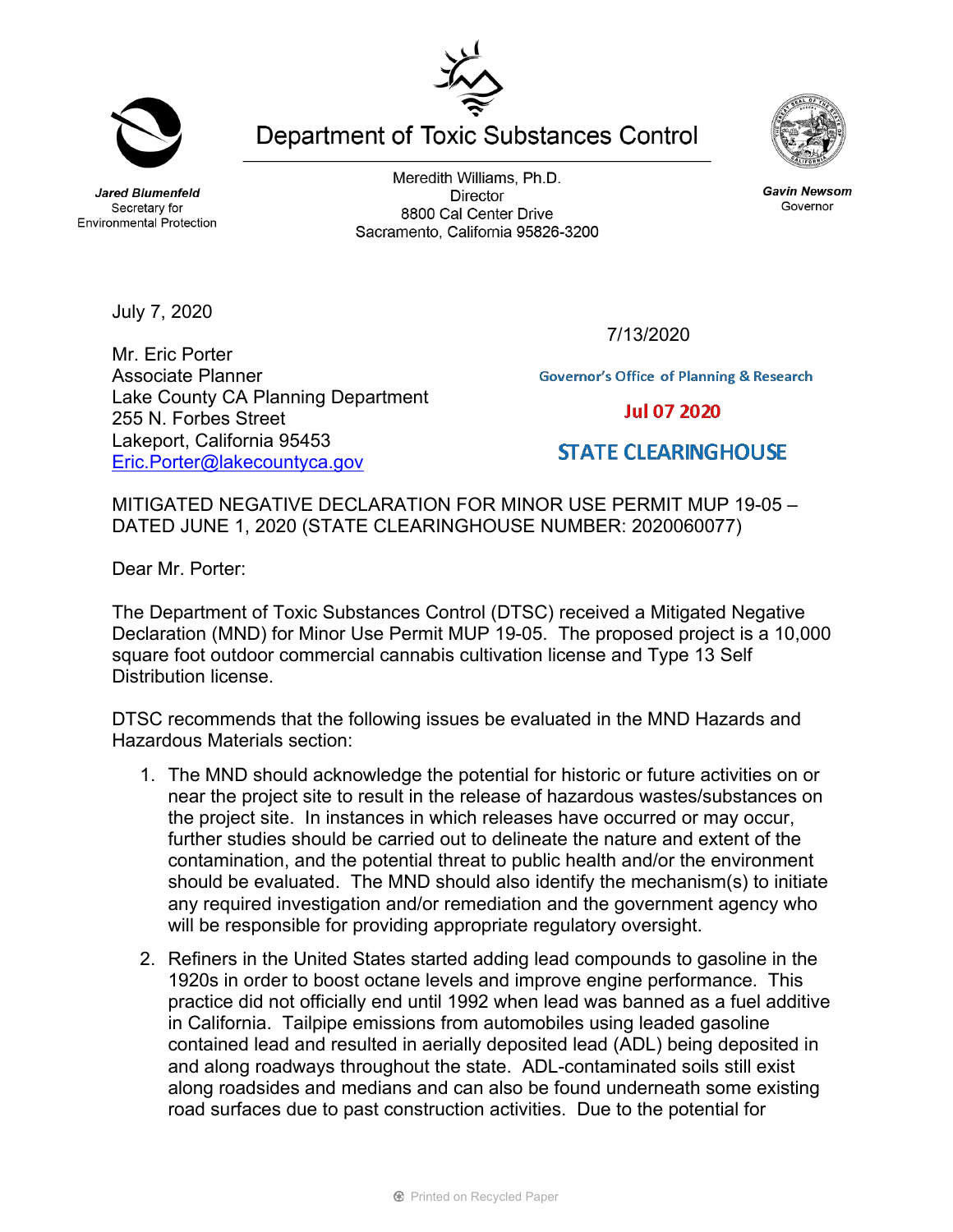Jared Blumenfeld
Secretary for
Environmental Protection

# Department of Toxic Substances Control

Meredith Williams, Ph.D.
Director
8800 Cal Center Drive
Sacramento, California 95826-3200

Gavin Newsom
Governor

July 7, 2020

7/13/2020

Governor's Office of Planning & Research

Jul 07 2020

STATE CLEARINGHOUSE

Mr. Eric Porter
Associate Planner
Lake County CA Planning Department
255 N. Forbes Street
Lakeport, California 95453
Eric.Porter@lakecountyca.gov

MITIGATED NEGATIVE DECLARATION FOR MINOR USE PERMIT MUP 19-05 – DATED JUNE 1, 2020 (STATE CLEARINGHOUSE NUMBER: 2020060077)

Dear Mr. Porter:

The Department of Toxic Substances Control (DTSC) received a Mitigated Negative Declaration (MND) for Minor Use Permit MUP 19-05. The proposed project is a 10,000 square foot outdoor commercial cannabis cultivation license and Type 13 Self Distribution license.

DTSC recommends that the following issues be evaluated in the MND Hazards and Hazardous Materials section:

1. The MND should acknowledge the potential for historic or future activities on or near the project site to result in the release of hazardous wastes/substances on the project site. In instances in which releases have occurred or may occur, further studies should be carried out to delineate the nature and extent of the contamination, and the potential threat to public health and/or the environment should be evaluated. The MND should also identify the mechanism(s) to initiate any required investigation and/or remediation and the government agency who will be responsible for providing appropriate regulatory oversight.

2. Refiners in the United States started adding lead compounds to gasoline in the 1920s in order to boost octane levels and improve engine performance. This practice did not officially end until 1992 when lead was banned as a fuel additive in California. Tailpipe emissions from automobiles using leaded gasoline contained lead and resulted in aerially deposited lead (ADL) being deposited in and along roadways throughout the state. ADL-contaminated soils still exist along roadsides and medians and can also be found underneath some existing road surfaces due to past construction activities. Due to the potential for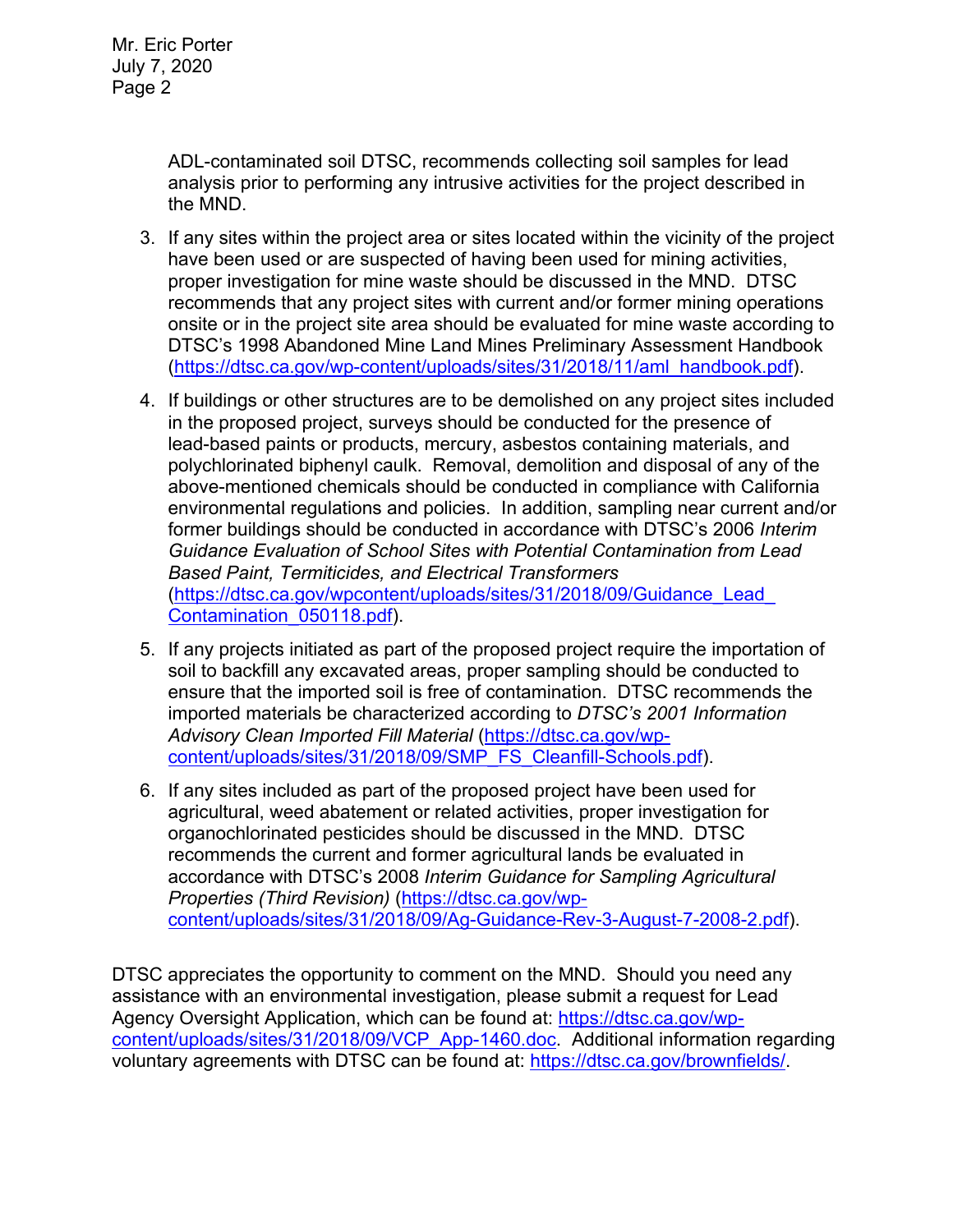ADL-contaminated soil DTSC, recommends collecting soil samples for lead analysis prior to performing any intrusive activities for the project described in the MND.

3. If any sites within the project area or sites located within the vicinity of the project have been used or are suspected of having been used for mining activities, proper investigation for mine waste should be discussed in the MND. DTSC recommends that any project sites with current and/or former mining operations onsite or in the project site area should be evaluated for mine waste according to DTSC's 1998 Abandoned Mine Land Mines Preliminary Assessment Handbook (https://dtsc.ca.gov/wp-content/uploads/sites/31/2018/11/aml_handbook.pdf).

4. If buildings or other structures are to be demolished on any project sites included in the proposed project, surveys should be conducted for the presence of lead-based paints or products, mercury, asbestos containing materials, and polychlorinated biphenyl caulk. Removal, demolition and disposal of any of the above-mentioned chemicals should be conducted in compliance with California environmental regulations and policies. In addition, sampling near current and/or former buildings should be conducted in accordance with DTSC's 2006 *Interim Guidance Evaluation of School Sites with Potential Contamination from Lead Based Paint, Termiticides, and Electrical Transformers* (https://dtsc.ca.gov/wpcontent/uploads/sites/31/2018/09/Guidance_Lead_Contamination_050118.pdf).

5. If any projects initiated as part of the proposed project require the importation of soil to backfill any excavated areas, proper sampling should be conducted to ensure that the imported soil is free of contamination. DTSC recommends the imported materials be characterized according to *DTSC's 2001 Information Advisory Clean Imported Fill Material* (https://dtsc.ca.gov/wp-content/uploads/sites/31/2018/09/SMP_FS_Cleanfill-Schools.pdf).

6. If any sites included as part of the proposed project have been used for agricultural, weed abatement or related activities, proper investigation for organochlorinated pesticides should be discussed in the MND. DTSC recommends the current and former agricultural lands be evaluated in accordance with DTSC's 2008 *Interim Guidance for Sampling Agricultural Properties (Third Revision)* (https://dtsc.ca.gov/wp-content/uploads/sites/31/2018/09/Ag-Guidance-Rev-3-August-7-2008-2.pdf).

DTSC appreciates the opportunity to comment on the MND. Should you need any assistance with an environmental investigation, please submit a request for Lead Agency Oversight Application, which can be found at: https://dtsc.ca.gov/wp-content/uploads/sites/31/2018/09/VCP_App-1460.doc. Additional information regarding voluntary agreements with DTSC can be found at: https://dtsc.ca.gov/brownfields/.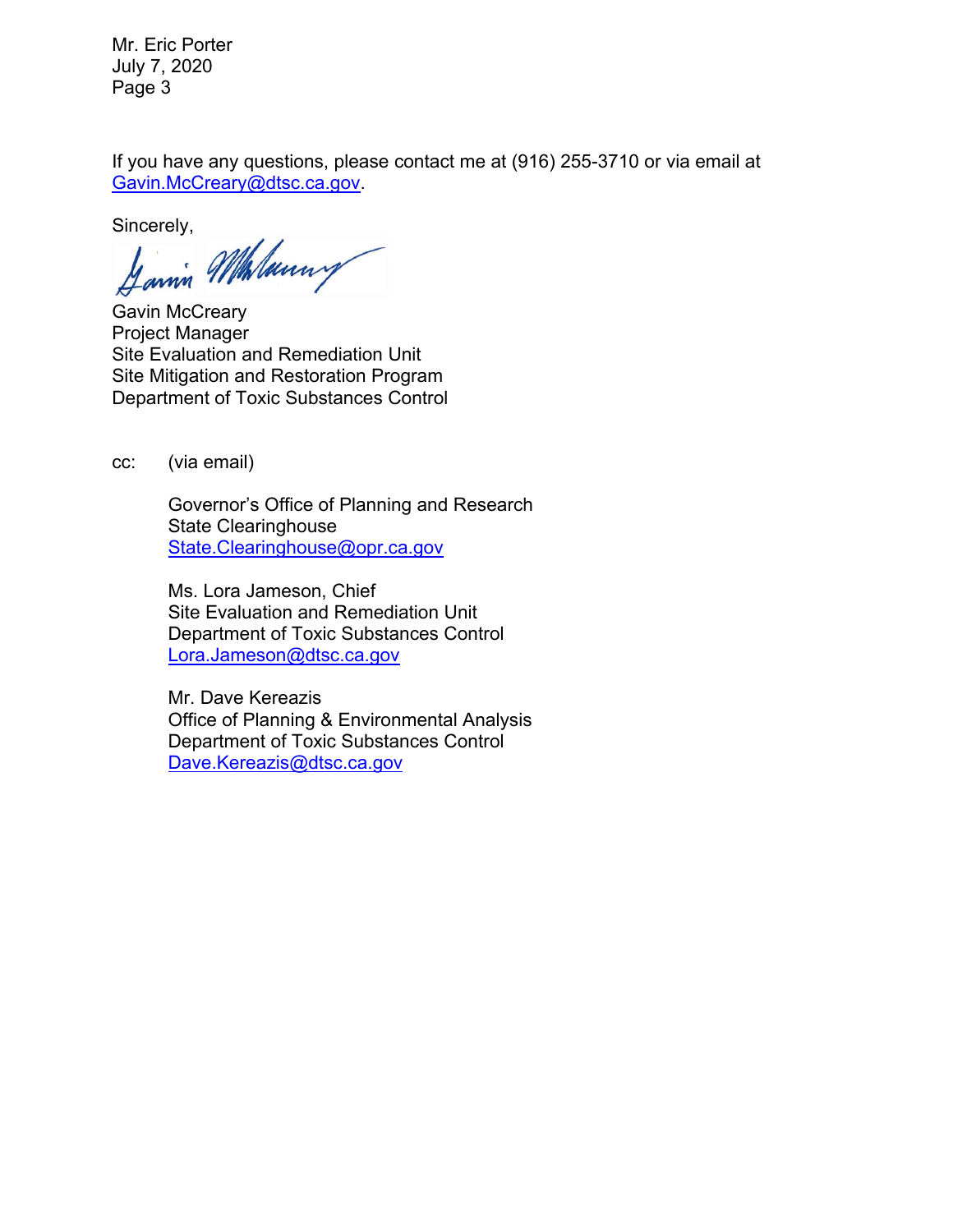Mr. Eric Porter
July 7, 2020
Page 3

If you have any questions, please contact me at (916) 255-3710 or via email at Gavin.McCreary@dtsc.ca.gov.

Sincerely,

Gavin McCreary
Project Manager
Site Evaluation and Remediation Unit
Site Mitigation and Restoration Program
Department of Toxic Substances Control

cc: (via email)

Governor's Office of Planning and Research
State Clearinghouse
State.Clearinghouse@opr.ca.gov

Ms. Lora Jameson, Chief
Site Evaluation and Remediation Unit
Department of Toxic Substances Control
Lora.Jameson@dtsc.ca.gov

Mr. Dave Kereazis
Office of Planning & Environmental Analysis
Department of Toxic Substances Control
Dave.Kereazis@dtsc.ca.gov